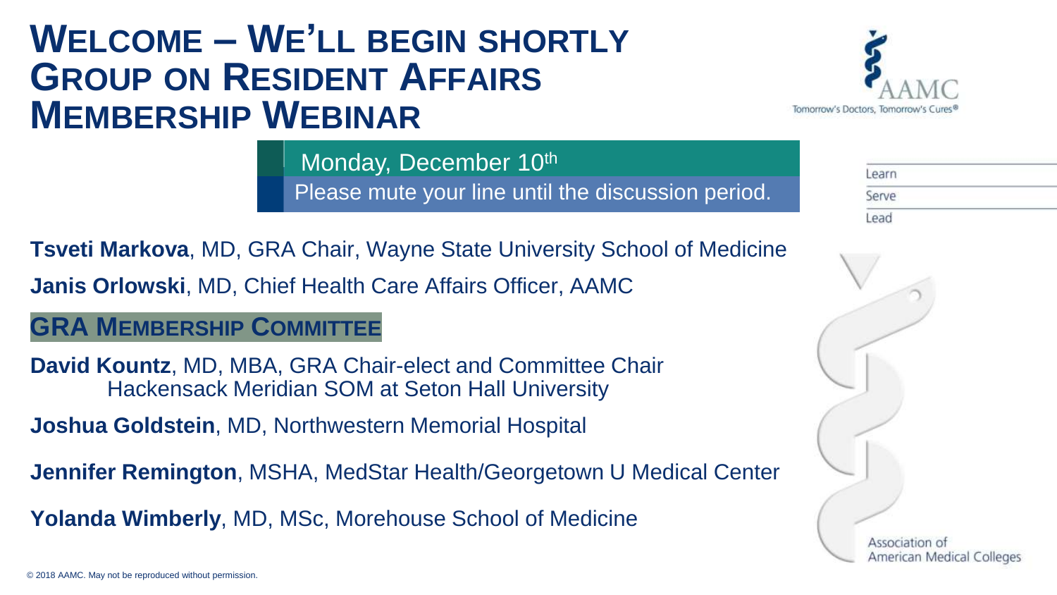# WELCOME – WE'LL BEGIN SHORTLY GROUP ON RESIDENT AFFAIRS MEMBERSHIP WEBINAR

AAMC
Tomorrow's Doctors, Tomorrow's Cures®

Monday, December 10th

Please mute your line until the discussion period.

Learn
Serve
Lead

**Tsveti Markova**, MD, GRA Chair, Wayne State University School of Medicine

**Janis Orlowski**, MD, Chief Health Care Affairs Officer, AAMC

## GRA MEMBERSHIP COMMITTEE

**David Kountz**, MD, MBA, GRA Chair-elect and Committee Chair
Hackensack Meridian SOM at Seton Hall University

**Joshua Goldstein**, MD, Northwestern Memorial Hospital

**Jennifer Remington**, MSHA, MedStar Health/Georgetown U Medical Center

**Yolanda Wimberly**, MD, MSc, Morehouse School of Medicine

Association of American Medical Colleges

© 2018 AAMC. May not be reproduced without permission.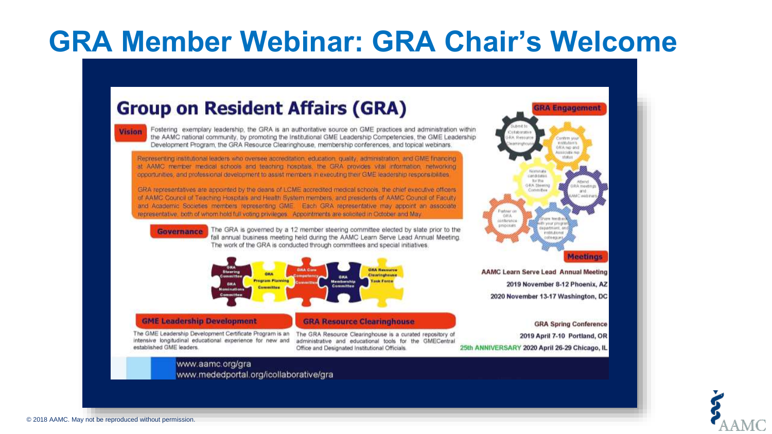# GRA Member Webinar: GRA Chair's Welcome

## Group on Resident Affairs (GRA)

**Vision**

Fostering exemplary leadership, the GRA is an authoritative source on GME practices and administration within the AAMC national community, by promoting the Institutional GME Leadership Competencies, the GME Leadership Development Program, the GRA Resource Clearinghouse, membership conferences, and topical webinars.

Representing institutional leaders who oversee accreditation, education, quality, administration, and GME financing at AAMC member medical schools and teaching hospitals, the GRA provides vital information, networking opportunities, and professional development to assist members in executing their GME leadership responsibilities.

GRA representatives are appointed by the deans of LCME accredited medical schools, the chief executive officers of AAMC Council of Teaching Hospitals and Health System members, and presidents of AAMC Council of Faculty and Academic Societies members representing GME. Each GRA representative may appoint an associate representative, both of whom hold full voting privileges. Appointments are solicited in October and May.

**Governance**

The GRA is governed by a 12 member steering committee elected by slate prior to the fall annual business meeting held during the AAMC Learn Serve Lead Annual Meeting. The work of the GRA is conducted through committees and special initiatives.

- GRA Steering Committee
- GRA Nominations Committee
- GRA Program Planning Committee
- GRA Core Competency Committee
- GRA Membership Committee
- GRA Resource Clearinghouse Task Force

**GRA Engagement**

- Submit to iCollaborative GRA Resource Clearinghouse
- Confirm your institution's GRA rep and Associate rep status
- Nominate candidates for the GRA Steering Committee
- Attend GRA meetings and AAMC webinars
- Partner on GRA conference proposals
- Share feedback with your program, department, and institutional colleagues

**Meetings**

AAMC Learn Serve Lead Annual Meeting
2019 November 8-12 Phoenix, AZ
2020 November 13-17 Washington, DC

GRA Spring Conference
2019 April 7-10 Portland, OR
25th ANNIVERSARY 2020 April 26-29 Chicago, IL

**GME Leadership Development**

The GME Leadership Development Certificate Program is an intensive longitudinal educational experience for new and established GME leaders.

**GRA Resource Clearinghouse**

The GRA Resource Clearinghouse is a curated repository of administrative and educational tools for the GMECentral Office and Designated Institutional Officials.

www.aamc.org/gra
www.mededportal.org/icollaborative/gra

© 2018 AAMC. May not be reproduced without permission.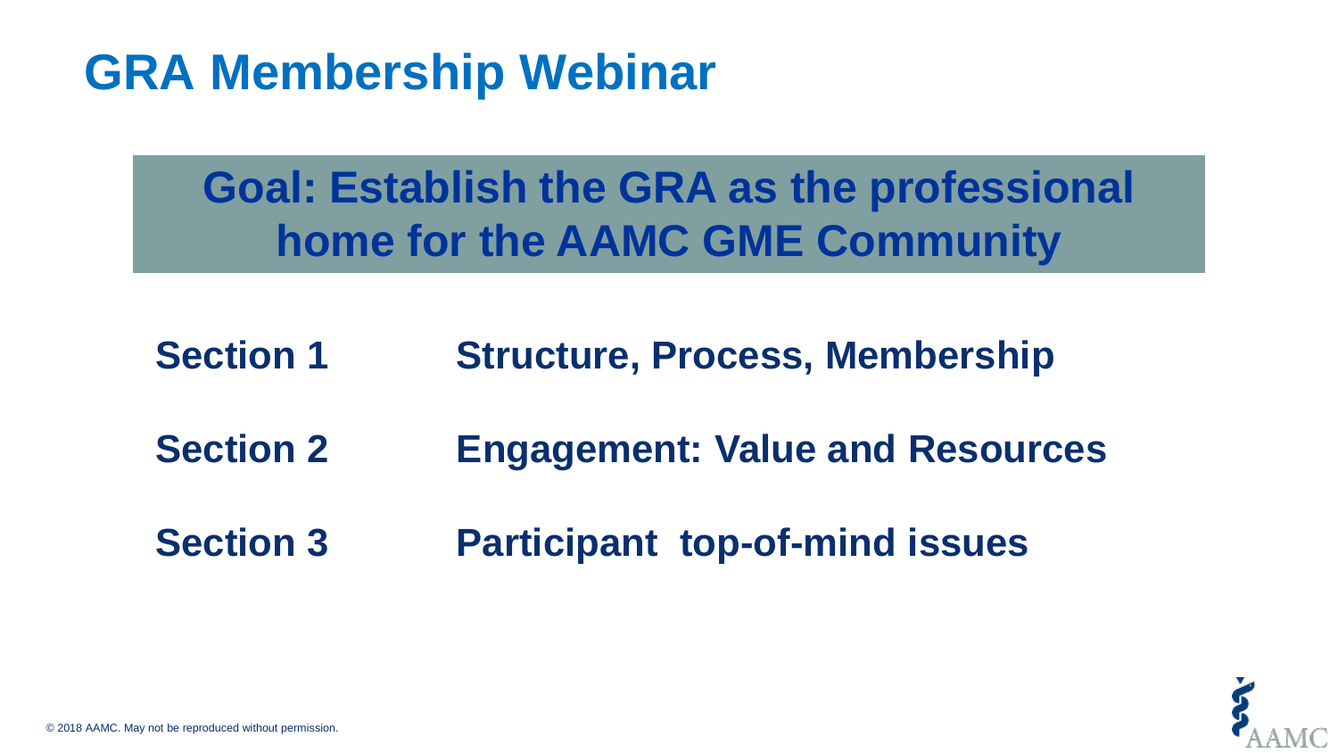# GRA Membership Webinar

**Goal: Establish the GRA as the professional home for the AAMC GME Community**

| | |
|---|---|
| **Section 1** | **Structure, Process, Membership** |
| **Section 2** | **Engagement: Value and Resources** |
| **Section 3** | **Participant top-of-mind issues** |

© 2018 AAMC. May not be reproduced without permission.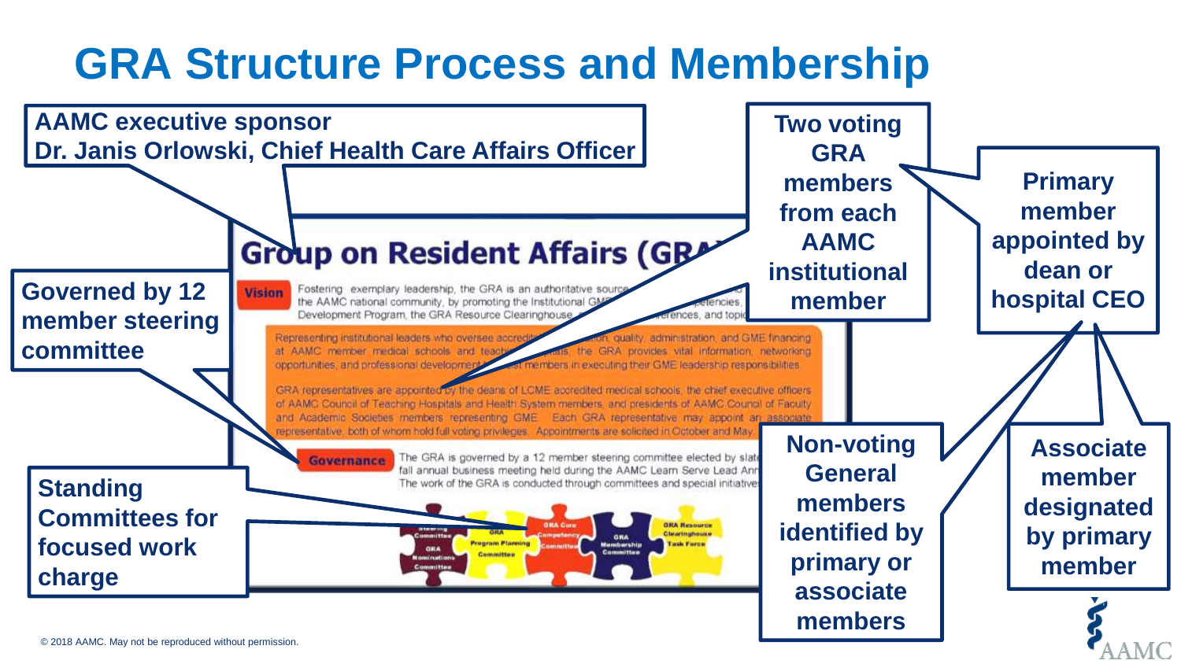# GRA Structure Process and Membership

**AAMC executive sponsor**
**Dr. Janis Orlowski, Chief Health Care Affairs Officer**

**Governed by 12 member steering committee**

**Standing Committees for focused work charge**

**Two voting GRA members from each AAMC institutional member**

**Primary member appointed by dean or hospital CEO**

**Non-voting General members identified by primary or associate members**

**Associate member designated by primary member**

## Group on Resident Affairs (GRA)

**Vision** Fostering exemplary leadership, the GRA is an authoritative source ... the AAMC national community, by promoting the Institutional GME ... competencies, Development Program, the GRA Resource Clearinghouse, ... conferences, and topic...

Representing institutional leaders who oversee accredit... ...tion, quality, administration, and GME financing at AAMC member medical schools and teachi... ...tals, the GRA provides vital information, networking opportunities, and professional developmen... ...st members in executing their GME leadership responsibilities.

GRA representatives are appointed by the deans of LCME accredited medical schools, the chief executive officers of AAMC Council of Teaching Hospitals and Health System members, and presidents of AAMC Council of Faculty and Academic Societies members representing GME. Each GRA representative may appoint an associate representative, both of whom hold full voting privileges. Appointments are solicited in October and May.

**Governance** The GRA is governed by a 12 member steering committee elected by slat... fall annual business meeting held during the AAMC Learn Serve Lead Ann... The work of the GRA is conducted through committees and special initiative...

Steering Committee | GRA Nominations Committee | GRA Program Planning Committee | GRA Core Competency Committee | GRA Membership Committee | GRA Resource Clearinghouse Task Force

© 2018 AAMC. May not be reproduced without permission.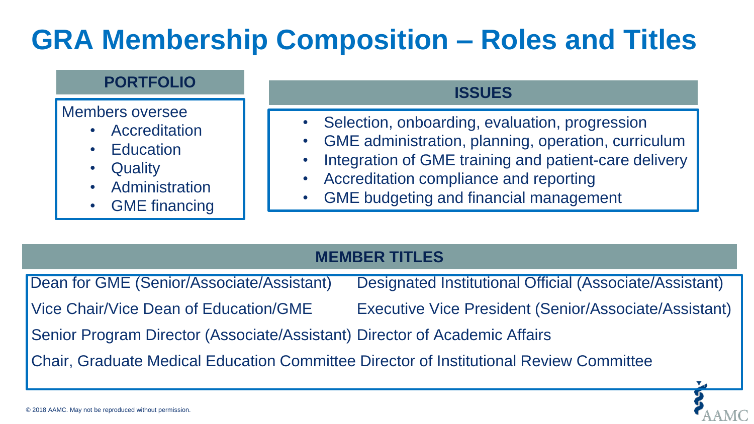# GRA Membership Composition – Roles and Titles

## PORTFOLIO

Members oversee

- Accreditation
- Education
- Quality
- Administration
- GME financing

## ISSUES

- Selection, onboarding, evaluation, progression
- GME administration, planning, operation, curriculum
- Integration of GME training and patient-care delivery
- Accreditation compliance and reporting
- GME budgeting and financial management

## MEMBER TITLES

| | |
|---|---|
| Dean for GME (Senior/Associate/Assistant) | Designated Institutional Official (Associate/Assistant) |
| Vice Chair/Vice Dean of Education/GME | Executive Vice President (Senior/Associate/Assistant) |
| Senior Program Director (Associate/Assistant) | Director of Academic Affairs |
| Chair, Graduate Medical Education Committee | Director of Institutional Review Committee |

© 2018 AAMC. May not be reproduced without permission.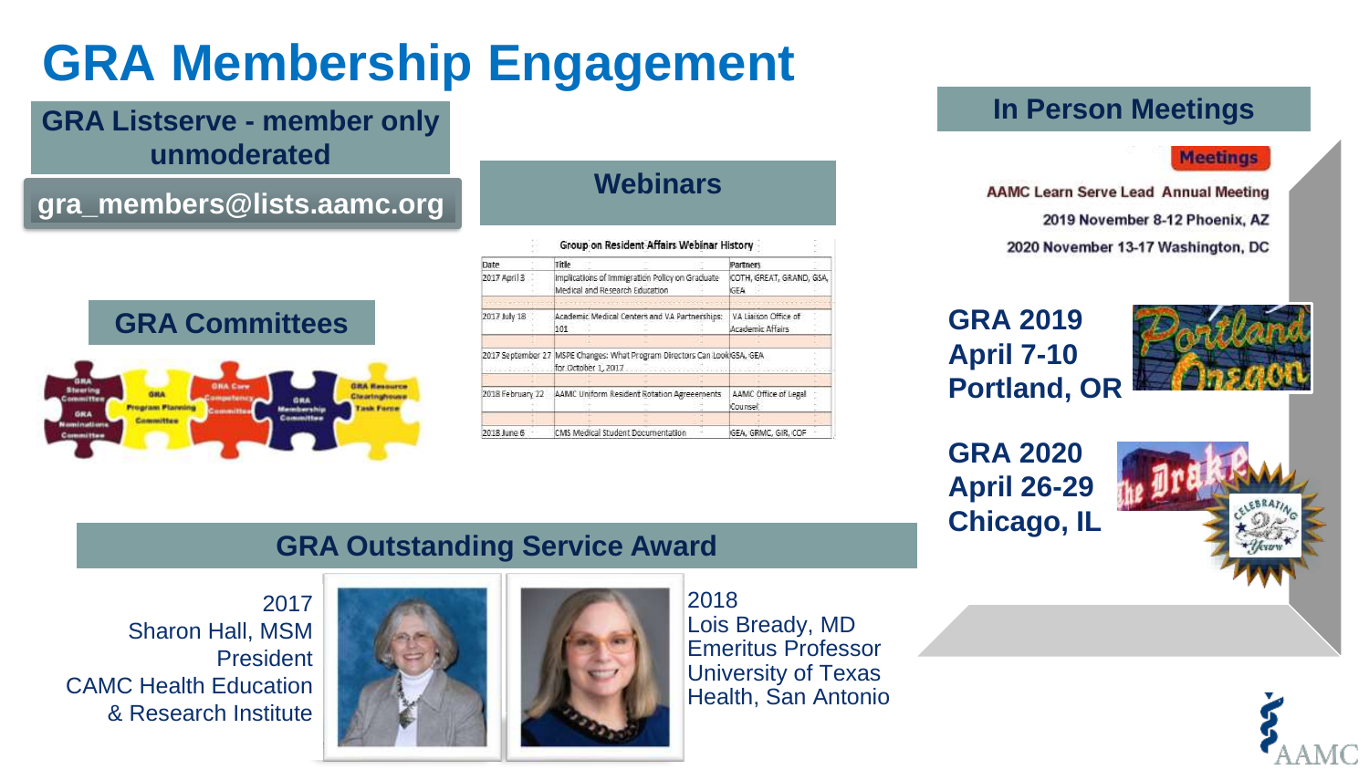# GRA Membership Engagement

## GRA Listserve - member only unmoderated

**gra_members@lists.aamc.org**

## GRA Committees

GRA Steering Committee
GRA Nominations Committee
GRA Program Planning Committee
GRA Core Competency Committee
GRA Membership Committee
GRA Resource Clearinghouse Task Force

## Webinars

Group on Resident Affairs Webinar History

| Date | Title | Partners |
|---|---|---|
| 2017 April 3 | Implications of Immigration Policy on Graduate Medical and Research Education | COTH, GREAT, GRAND, GSA, GEA |
| 2017 July 18 | Academic Medical Centers and VA Partnerships: 101 | VA Liaison Office of Academic Affairs |
| 2017 September 27 | MSPE Changes: What Program Directors Can Look for October 1, 2017 | GSA, GEA |
| 2018 February 22 | AAMC Uniform Resident Rotation Agreements | AAMC Office of Legal Counsel |
| 2018 June 6 | CMS Medical Student Documentation | GEA, GRMC, GIR, COF |

## In Person Meetings

Meetings

AAMC Learn Serve Lead Annual Meeting
2019 November 8-12 Phoenix, AZ
2020 November 13-17 Washington, DC

**GRA 2019**
**April 7-10**
**Portland, OR**

**GRA 2020**
**April 26-29**
**Chicago, IL**

## GRA Outstanding Service Award

2017
Sharon Hall, MSM
President
CAMC Health Education & Research Institute

2018
Lois Bready, MD
Emeritus Professor
University of Texas Health, San Antonio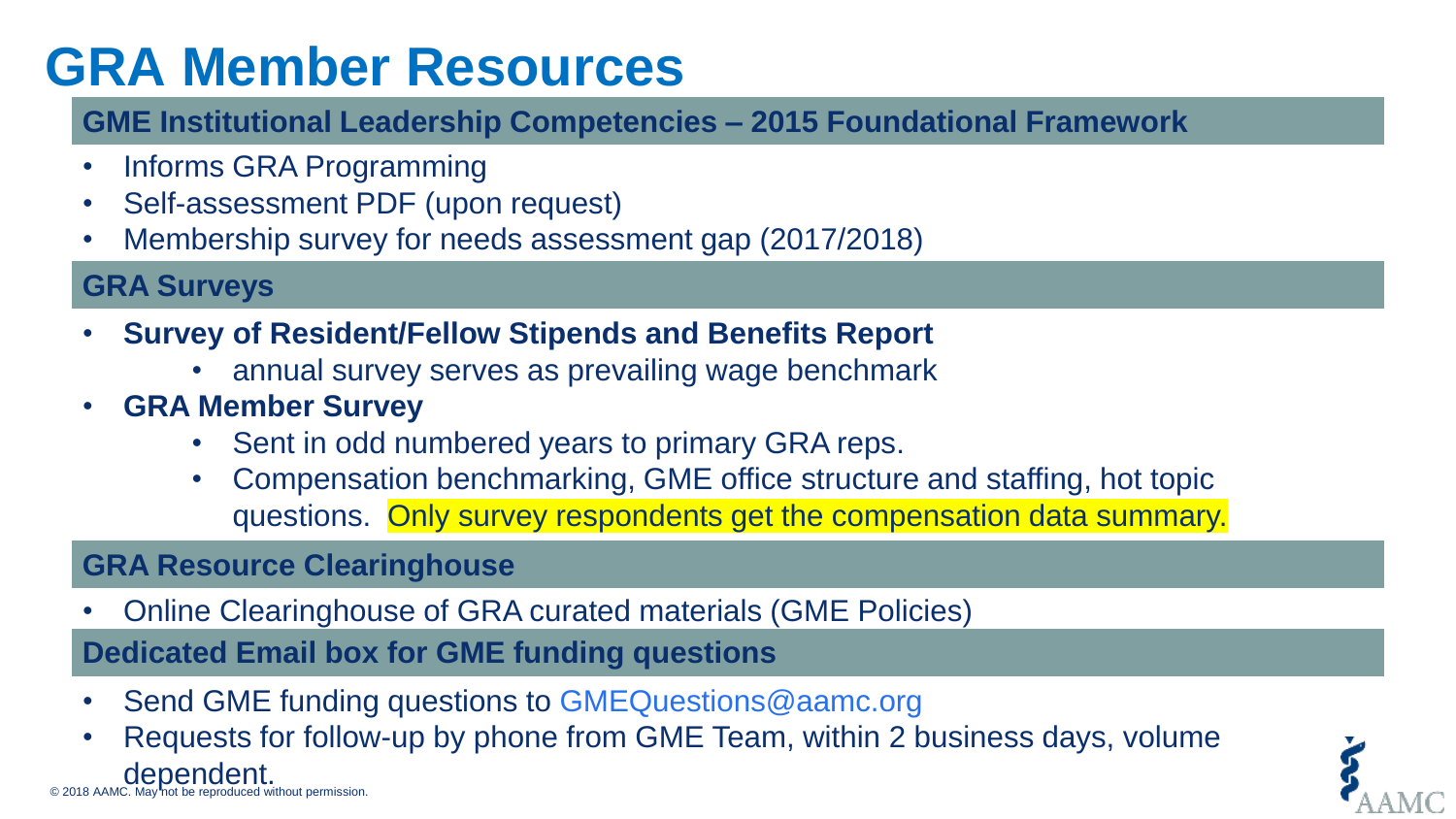# GRA Member Resources

## GME Institutional Leadership Competencies – 2015 Foundational Framework

- Informs GRA Programming
- Self-assessment PDF (upon request)
- Membership survey for needs assessment gap (2017/2018)

## GRA Surveys

- **Survey of Resident/Fellow Stipends and Benefits Report**
  - annual survey serves as prevailing wage benchmark
- **GRA Member Survey**
  - Sent in odd numbered years to primary GRA reps.
  - Compensation benchmarking, GME office structure and staffing, hot topic questions. Only survey respondents get the compensation data summary.

## GRA Resource Clearinghouse

- Online Clearinghouse of GRA curated materials (GME Policies)

## Dedicated Email box for GME funding questions

- Send GME funding questions to GMEQuestions@aamc.org
- Requests for follow-up by phone from GME Team, within 2 business days, volume dependent.

© 2018 AAMC. May not be reproduced without permission.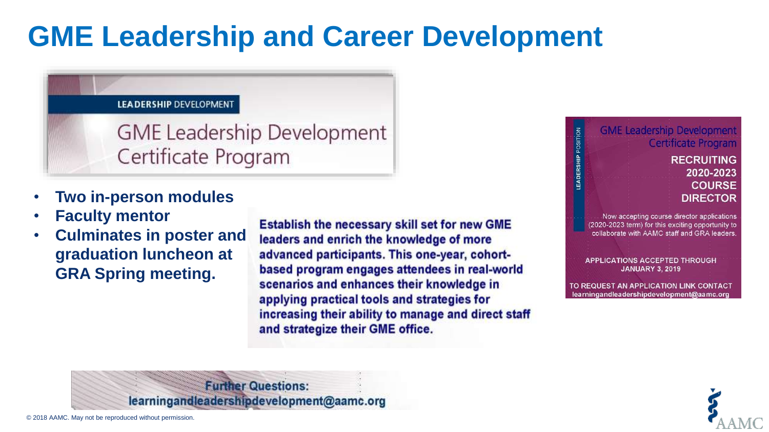# GME Leadership and Career Development

LEADERSHIP DEVELOPMENT

## GME Leadership Development Certificate Program

- **Two in-person modules**
- **Faculty mentor**
- **Culminates in poster and graduation luncheon at GRA Spring meeting.**

**Establish the necessary skill set for new GME leaders and enrich the knowledge of more advanced participants. This one-year, cohort-based program engages attendees in real-world scenarios and enhances their knowledge in applying practical tools and strategies for increasing their ability to manage and direct staff and strategize their GME office.**

LEADERSHIP POSITION

GME Leadership Development Certificate Program

**RECRUITING 2020-2023 COURSE DIRECTOR**

Now accepting course director applications (2020-2023 term) for this exciting opportunity to collaborate with AAMC staff and GRA leaders.

**APPLICATIONS ACCEPTED THROUGH JANUARY 3, 2019**

**TO REQUEST AN APPLICATION LINK CONTACT learningandleadershipdevelopment@aamc.org**

**Further Questions: learningandleadershipdevelopment@aamc.org**

© 2018 AAMC. May not be reproduced without permission.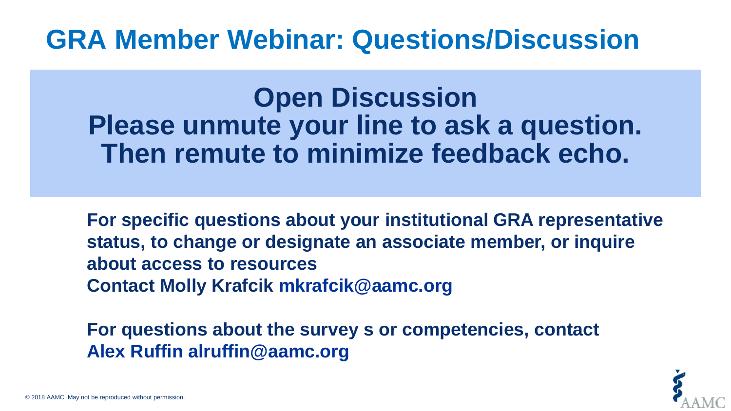# GRA Member Webinar: Questions/Discussion

## Open Discussion
**Please unmute your line to ask a question. Then remute to minimize feedback echo.**

**For specific questions about your institutional GRA representative status, to change or designate an associate member, or inquire about access to resources**
**Contact Molly Krafcik mkrafcik@aamc.org**

**For questions about the survey s or competencies, contact**
**Alex Ruffin alruffin@aamc.org**

© 2018 AAMC. May not be reproduced without permission.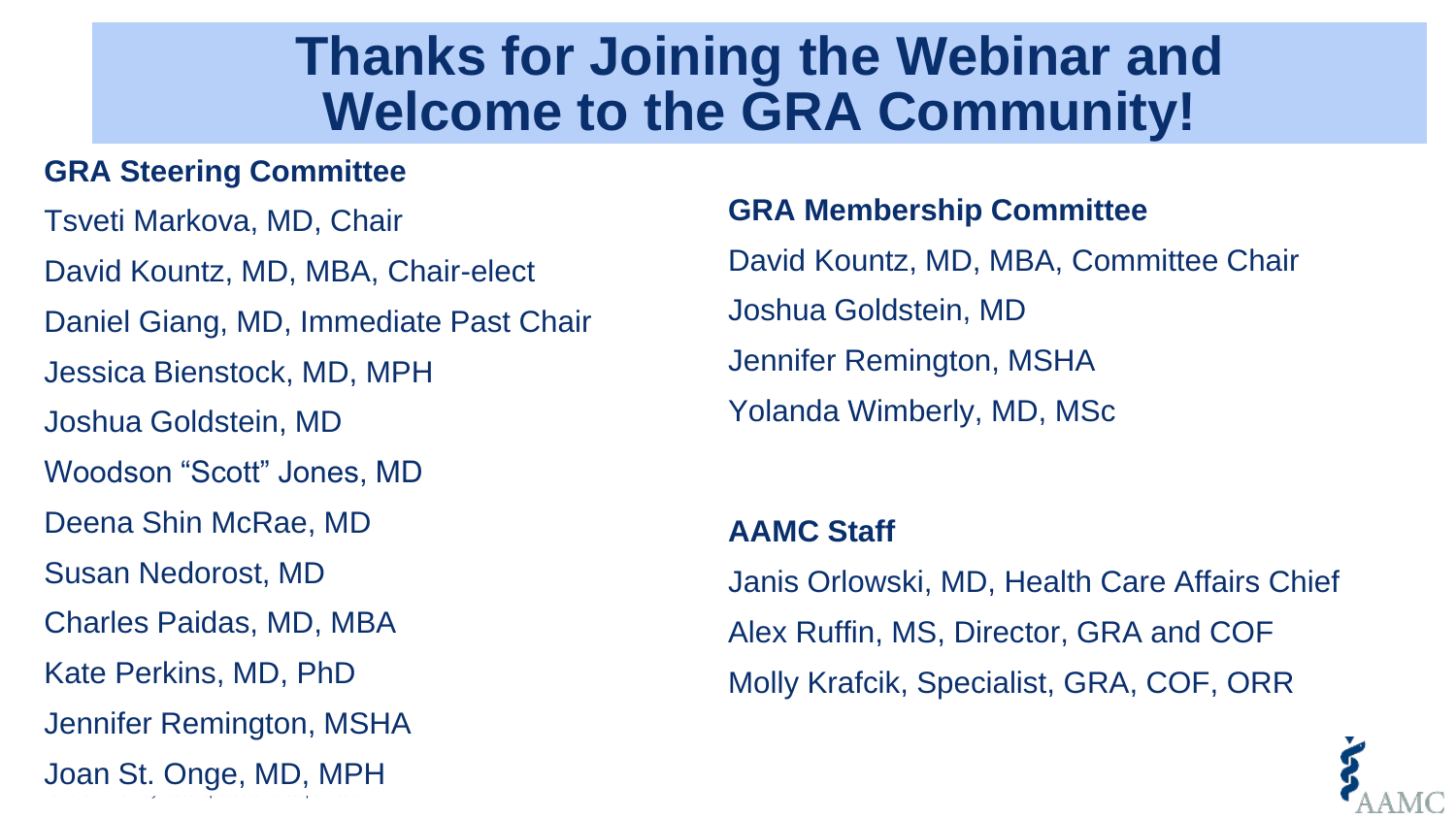# Thanks for Joining the Webinar and Welcome to the GRA Community!

**GRA Steering Committee**

Tsveti Markova, MD, Chair

David Kountz, MD, MBA, Chair-elect

Daniel Giang, MD, Immediate Past Chair

Jessica Bienstock, MD, MPH

Joshua Goldstein, MD

Woodson "Scott" Jones, MD

Deena Shin McRae, MD

Susan Nedorost, MD

Charles Paidas, MD, MBA

Kate Perkins, MD, PhD

Jennifer Remington, MSHA

Joan St. Onge, MD, MPH

**GRA Membership Committee**

David Kountz, MD, MBA, Committee Chair

Joshua Goldstein, MD

Jennifer Remington, MSHA

Yolanda Wimberly, MD, MSc

**AAMC Staff**

Janis Orlowski, MD, Health Care Affairs Chief

Alex Ruffin, MS, Director, GRA and COF

Molly Krafcik, Specialist, GRA, COF, ORR